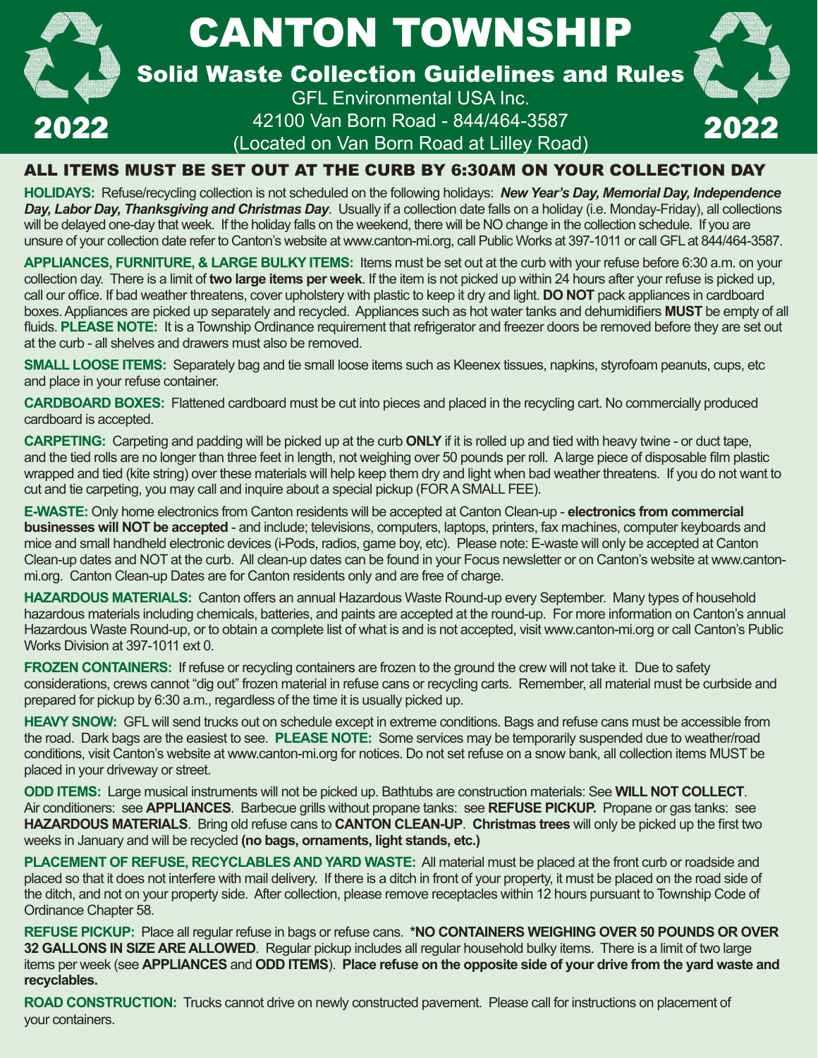# CANTON TOWNSHIP

## Solid Waste Collection Guidelines and Rules

2022

GFL Environmental USA Inc.
42100 Van Born Road - 844/464-3587
(Located on Van Born Road at Lilley Road)

2022

### ALL ITEMS MUST BE SET OUT AT THE CURB BY 6:30AM ON YOUR COLLECTION DAY

**HOLIDAYS:** Refuse/recycling collection is not scheduled on the following holidays: ***New Year's Day, Memorial Day, Independence Day, Labor Day, Thanksgiving and Christmas Day***. Usually if a collection date falls on a holiday (i.e. Monday-Friday), all collections will be delayed one-day that week. If the holiday falls on the weekend, there will be NO change in the collection schedule. If you are unsure of your collection date refer to Canton's website at www.canton-mi.org, call Public Works at 397-1011 or call GFL at 844/464-3587.

**APPLIANCES, FURNITURE, & LARGE BULKY ITEMS:** Items must be set out at the curb with your refuse before 6:30 a.m. on your collection day. There is a limit of **two large items per week**. If the item is not picked up within 24 hours after your refuse is picked up, call our office. If bad weather threatens, cover upholstery with plastic to keep it dry and light. **DO NOT** pack appliances in cardboard boxes. Appliances are picked up separately and recycled. Appliances such as hot water tanks and dehumidifiers **MUST** be empty of all fluids. **PLEASE NOTE:** It is a Township Ordinance requirement that refrigerator and freezer doors be removed before they are set out at the curb - all shelves and drawers must also be removed.

**SMALL LOOSE ITEMS:** Separately bag and tie small loose items such as Kleenex tissues, napkins, styrofoam peanuts, cups, etc and place in your refuse container.

**CARDBOARD BOXES:** Flattened cardboard must be cut into pieces and placed in the recycling cart. No commercially produced cardboard is accepted.

**CARPETING:** Carpeting and padding will be picked up at the curb **ONLY** if it is rolled up and tied with heavy twine - or duct tape, and the tied rolls are no longer than three feet in length, not weighing over 50 pounds per roll. A large piece of disposable film plastic wrapped and tied (kite string) over these materials will help keep them dry and light when bad weather threatens. If you do not want to cut and tie carpeting, you may call and inquire about a special pickup (FOR A SMALL FEE).

**E-WASTE:** Only home electronics from Canton residents will be accepted at Canton Clean-up - **electronics from commercial businesses will NOT be accepted** - and include; televisions, computers, laptops, printers, fax machines, computer keyboards and mice and small handheld electronic devices (i-Pods, radios, game boy, etc). Please note: E-waste will only be accepted at Canton Clean-up dates and NOT at the curb. All clean-up dates can be found in your Focus newsletter or on Canton's website at www.canton-mi.org. Canton Clean-up Dates are for Canton residents only and are free of charge.

**HAZARDOUS MATERIALS:** Canton offers an annual Hazardous Waste Round-up every September. Many types of household hazardous materials including chemicals, batteries, and paints are accepted at the round-up. For more information on Canton's annual Hazardous Waste Round-up, or to obtain a complete list of what is and is not accepted, visit www.canton-mi.org or call Canton's Public Works Division at 397-1011 ext 0.

**FROZEN CONTAINERS:** If refuse or recycling containers are frozen to the ground the crew will not take it. Due to safety considerations, crews cannot "dig out" frozen material in refuse cans or recycling carts. Remember, all material must be curbside and prepared for pickup by 6:30 a.m., regardless of the time it is usually picked up.

**HEAVY SNOW:** GFL will send trucks out on schedule except in extreme conditions. Bags and refuse cans must be accessible from the road. Dark bags are the easiest to see. **PLEASE NOTE:** Some services may be temporarily suspended due to weather/road conditions, visit Canton's website at www.canton-mi.org for notices. Do not set refuse on a snow bank, all collection items MUST be placed in your driveway or street.

**ODD ITEMS:** Large musical instruments will not be picked up. Bathtubs are construction materials: See **WILL NOT COLLECT**. Air conditioners: see **APPLIANCES**. Barbecue grills without propane tanks: see **REFUSE PICKUP.** Propane or gas tanks: see **HAZARDOUS MATERIALS**. Bring old refuse cans to **CANTON CLEAN-UP**. **Christmas trees** will only be picked up the first two weeks in January and will be recycled **(no bags, ornaments, light stands, etc.)**

**PLACEMENT OF REFUSE, RECYCLABLES AND YARD WASTE:** All material must be placed at the front curb or roadside and placed so that it does not interfere with mail delivery. If there is a ditch in front of your property, it must be placed on the road side of the ditch, and not on your property side. After collection, please remove receptacles within 12 hours pursuant to Township Code of Ordinance Chapter 58.

**REFUSE PICKUP:** Place all regular refuse in bags or refuse cans. **\*NO CONTAINERS WEIGHING OVER 50 POUNDS OR OVER 32 GALLONS IN SIZE ARE ALLOWED**. Regular pickup includes all regular household bulky items. There is a limit of two large items per week (see **APPLIANCES** and **ODD ITEMS**). **Place refuse on the opposite side of your drive from the yard waste and recyclables.**

**ROAD CONSTRUCTION:** Trucks cannot drive on newly constructed pavement. Please call for instructions on placement of your containers.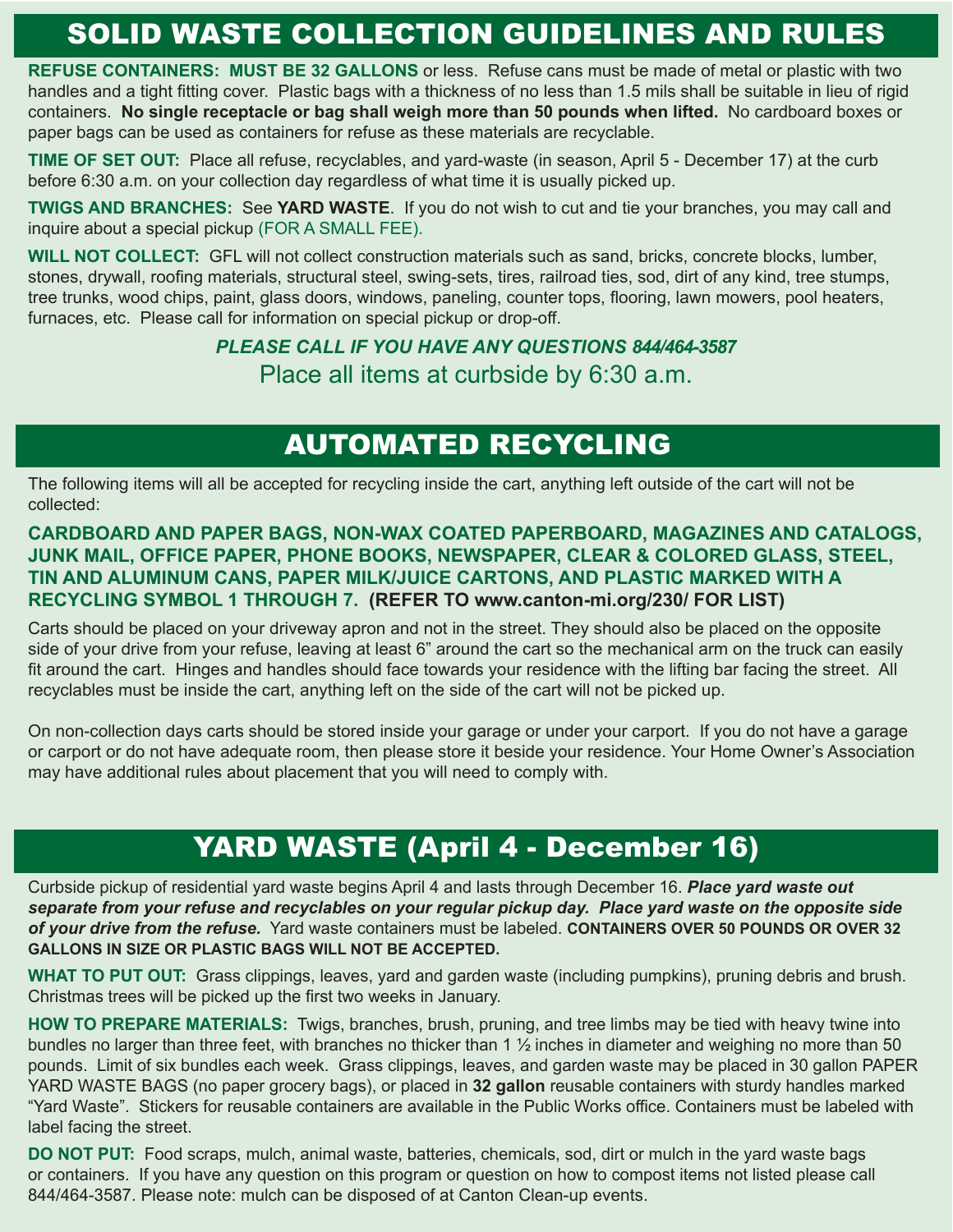## SOLID WASTE COLLECTION GUIDELINES AND RULES

**REFUSE CONTAINERS: MUST BE 32 GALLONS** or less. Refuse cans must be made of metal or plastic with two handles and a tight fitting cover. Plastic bags with a thickness of no less than 1.5 mils shall be suitable in lieu of rigid containers. **No single receptacle or bag shall weigh more than 50 pounds when lifted.** No cardboard boxes or paper bags can be used as containers for refuse as these materials are recyclable.

**TIME OF SET OUT:** Place all refuse, recyclables, and yard-waste (in season, April 5 - December 17) at the curb before 6:30 a.m. on your collection day regardless of what time it is usually picked up.

**TWIGS AND BRANCHES:** See **YARD WASTE**. If you do not wish to cut and tie your branches, you may call and inquire about a special pickup (FOR A SMALL FEE).

**WILL NOT COLLECT:** GFL will not collect construction materials such as sand, bricks, concrete blocks, lumber, stones, drywall, roofing materials, structural steel, swing-sets, tires, railroad ties, sod, dirt of any kind, tree stumps, tree trunks, wood chips, paint, glass doors, windows, paneling, counter tops, flooring, lawn mowers, pool heaters, furnaces, etc. Please call for information on special pickup or drop-off.

***PLEASE CALL IF YOU HAVE ANY QUESTIONS 844/464-3587***

Place all items at curbside by 6:30 a.m.

## AUTOMATED RECYCLING

The following items will all be accepted for recycling inside the cart, anything left outside of the cart will not be collected:

**CARDBOARD AND PAPER BAGS, NON-WAX COATED PAPERBOARD, MAGAZINES AND CATALOGS, JUNK MAIL, OFFICE PAPER, PHONE BOOKS, NEWSPAPER, CLEAR & COLORED GLASS, STEEL, TIN AND ALUMINUM CANS, PAPER MILK/JUICE CARTONS, AND PLASTIC MARKED WITH A RECYCLING SYMBOL 1 THROUGH 7. (REFER TO www.canton-mi.org/230/ FOR LIST)**

Carts should be placed on your driveway apron and not in the street. They should also be placed on the opposite side of your drive from your refuse, leaving at least 6" around the cart so the mechanical arm on the truck can easily fit around the cart. Hinges and handles should face towards your residence with the lifting bar facing the street. All recyclables must be inside the cart, anything left on the side of the cart will not be picked up.

On non-collection days carts should be stored inside your garage or under your carport. If you do not have a garage or carport or do not have adequate room, then please store it beside your residence. Your Home Owner's Association may have additional rules about placement that you will need to comply with.

## YARD WASTE (April 4 - December 16)

Curbside pickup of residential yard waste begins April 4 and lasts through December 16. ***Place yard waste out separate from your refuse and recyclables on your regular pickup day. Place yard waste on the opposite side of your drive from the refuse.*** Yard waste containers must be labeled. **CONTAINERS OVER 50 POUNDS OR OVER 32 GALLONS IN SIZE OR PLASTIC BAGS WILL NOT BE ACCEPTED.**

**WHAT TO PUT OUT:** Grass clippings, leaves, yard and garden waste (including pumpkins), pruning debris and brush. Christmas trees will be picked up the first two weeks in January.

**HOW TO PREPARE MATERIALS:** Twigs, branches, brush, pruning, and tree limbs may be tied with heavy twine into bundles no larger than three feet, with branches no thicker than 1 ½ inches in diameter and weighing no more than 50 pounds. Limit of six bundles each week. Grass clippings, leaves, and garden waste may be placed in 30 gallon PAPER YARD WASTE BAGS (no paper grocery bags), or placed in **32 gallon** reusable containers with sturdy handles marked "Yard Waste". Stickers for reusable containers are available in the Public Works office. Containers must be labeled with label facing the street.

**DO NOT PUT:** Food scraps, mulch, animal waste, batteries, chemicals, sod, dirt or mulch in the yard waste bags or containers. If you have any question on this program or question on how to compost items not listed please call 844/464-3587. Please note: mulch can be disposed of at Canton Clean-up events.